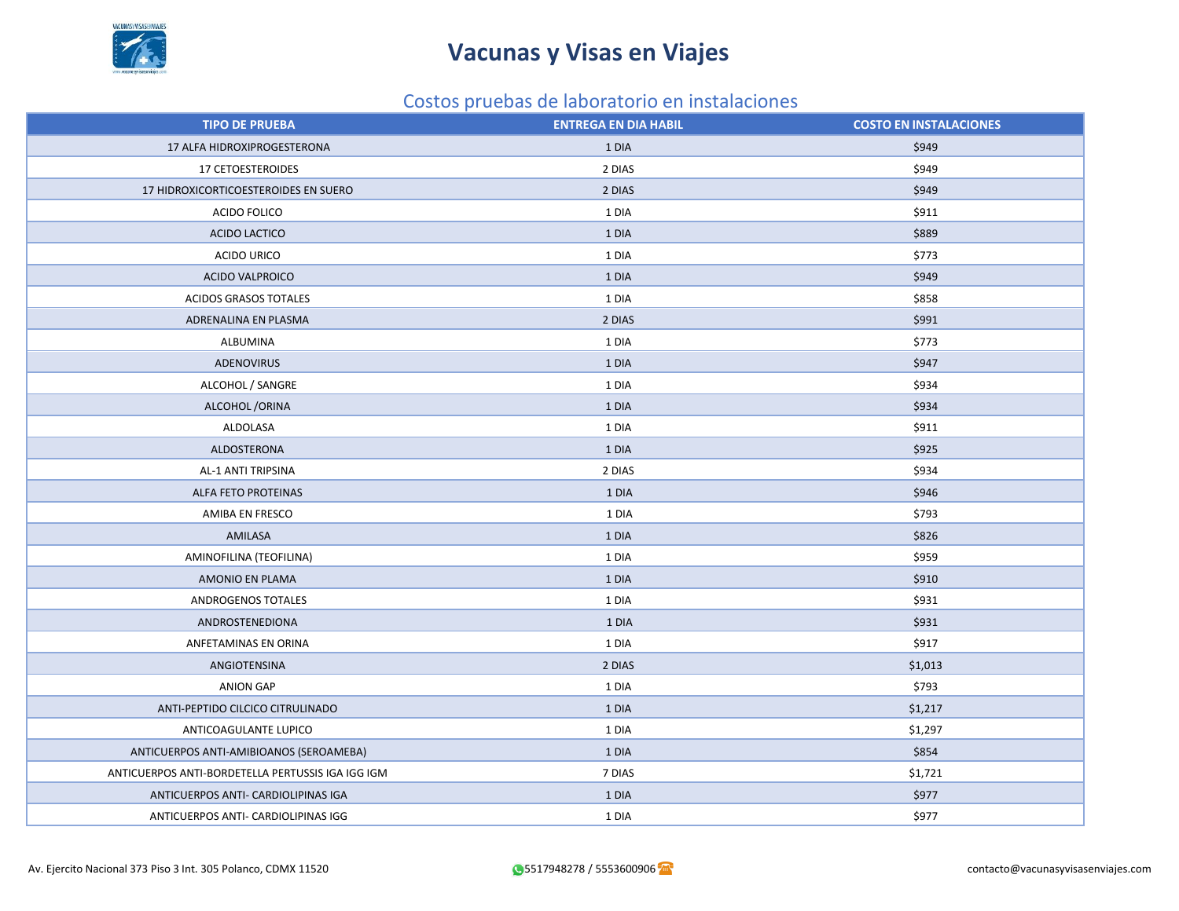# Vacunas y Visas en Viajes

## Costos pruebas de laboratorio en instalaciones

| TIPO DE PRUEBA | ENTREGA EN DIA HABIL | COSTO EN INSTALACIONES |
|---|---|---|
| 17 ALFA HIDROXIPROGESTERONA | 1 DIA | $949 |
| 17 CETOESTEROIDES | 2 DIAS | $949 |
| 17 HIDROXICORTICOESTEROIDES EN SUERO | 2 DIAS | $949 |
| ACIDO FOLICO | 1 DIA | $911 |
| ACIDO LACTICO | 1 DIA | $889 |
| ACIDO URICO | 1 DIA | $773 |
| ACIDO VALPROICO | 1 DIA | $949 |
| ACIDOS GRASOS TOTALES | 1 DIA | $858 |
| ADRENALINA EN PLASMA | 2 DIAS | $991 |
| ALBUMINA | 1 DIA | $773 |
| ADENOVIRUS | 1 DIA | $947 |
| ALCOHOL / SANGRE | 1 DIA | $934 |
| ALCOHOL /ORINA | 1 DIA | $934 |
| ALDOLASA | 1 DIA | $911 |
| ALDOSTERONA | 1 DIA | $925 |
| AL-1 ANTI TRIPSINA | 2 DIAS | $934 |
| ALFA FETO PROTEINAS | 1 DIA | $946 |
| AMIBA EN FRESCO | 1 DIA | $793 |
| AMILASA | 1 DIA | $826 |
| AMINOFILINA (TEOFILINA) | 1 DIA | $959 |
| AMONIO EN PLAMA | 1 DIA | $910 |
| ANDROGENOS TOTALES | 1 DIA | $931 |
| ANDROSTENEDIONA | 1 DIA | $931 |
| ANFETAMINAS EN ORINA | 1 DIA | $917 |
| ANGIOTENSINA | 2 DIAS | $1,013 |
| ANION GAP | 1 DIA | $793 |
| ANTI-PEPTIDO CILCICO CITRULINADO | 1 DIA | $1,217 |
| ANTICOAGULANTE LUPICO | 1 DIA | $1,297 |
| ANTICUERPOS ANTI-AMIBIOANOS (SEROAMEBA) | 1 DIA | $854 |
| ANTICUERPOS ANTI-BORDETELLA PERTUSSIS IGA IGG IGM | 7 DIAS | $1,721 |
| ANTICUERPOS ANTI- CARDIOLIPINAS IGA | 1 DIA | $977 |
| ANTICUERPOS ANTI- CARDIOLIPINAS IGG | 1 DIA | $977 |

Av. Ejercito Nacional 373 Piso 3 Int. 305 Polanco, CDMX 11520

5517948278 / 5553600906

contacto@vacunasyvisasenviajes.com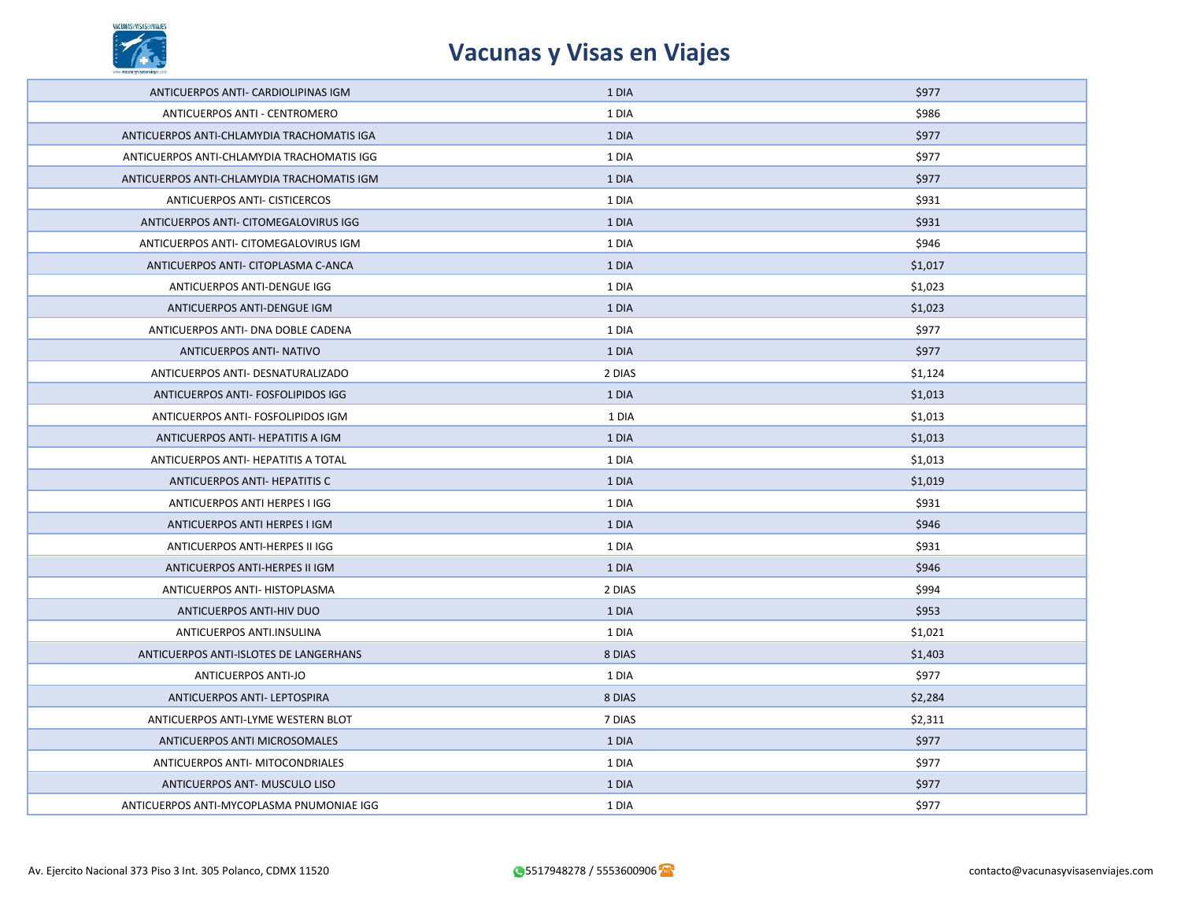# Vacunas y Visas en Viajes

| | | |
|---|---|---|
| ANTICUERPOS ANTI- CARDIOLIPINAS IGM | 1 DIA | $977 |
| ANTICUERPOS ANTI - CENTROMERO | 1 DIA | $986 |
| ANTICUERPOS ANTI-CHLAMYDIA TRACHOMATIS IGA | 1 DIA | $977 |
| ANTICUERPOS ANTI-CHLAMYDIA TRACHOMATIS IGG | 1 DIA | $977 |
| ANTICUERPOS ANTI-CHLAMYDIA TRACHOMATIS IGM | 1 DIA | $977 |
| ANTICUERPOS ANTI- CISTICERCOS | 1 DIA | $931 |
| ANTICUERPOS ANTI- CITOMEGALOVIRUS IGG | 1 DIA | $931 |
| ANTICUERPOS ANTI- CITOMEGALOVIRUS IGM | 1 DIA | $946 |
| ANTICUERPOS ANTI- CITOPLASMA C-ANCA | 1 DIA | $1,017 |
| ANTICUERPOS ANTI-DENGUE IGG | 1 DIA | $1,023 |
| ANTICUERPOS ANTI-DENGUE IGM | 1 DIA | $1,023 |
| ANTICUERPOS ANTI- DNA DOBLE CADENA | 1 DIA | $977 |
| ANTICUERPOS ANTI- NATIVO | 1 DIA | $977 |
| ANTICUERPOS ANTI- DESNATURALIZADO | 2 DIAS | $1,124 |
| ANTICUERPOS ANTI- FOSFOLIPIDOS IGG | 1 DIA | $1,013 |
| ANTICUERPOS ANTI- FOSFOLIPIDOS IGM | 1 DIA | $1,013 |
| ANTICUERPOS ANTI- HEPATITIS A IGM | 1 DIA | $1,013 |
| ANTICUERPOS ANTI- HEPATITIS A TOTAL | 1 DIA | $1,013 |
| ANTICUERPOS ANTI- HEPATITIS C | 1 DIA | $1,019 |
| ANTICUERPOS ANTI HERPES I IGG | 1 DIA | $931 |
| ANTICUERPOS ANTI HERPES I IGM | 1 DIA | $946 |
| ANTICUERPOS ANTI-HERPES II IGG | 1 DIA | $931 |
| ANTICUERPOS ANTI-HERPES II IGM | 1 DIA | $946 |
| ANTICUERPOS ANTI- HISTOPLASMA | 2 DIAS | $994 |
| ANTICUERPOS ANTI-HIV DUO | 1 DIA | $953 |
| ANTICUERPOS ANTI.INSULINA | 1 DIA | $1,021 |
| ANTICUERPOS ANTI-ISLOTES DE LANGERHANS | 8 DIAS | $1,403 |
| ANTICUERPOS ANTI-JO | 1 DIA | $977 |
| ANTICUERPOS ANTI- LEPTOSPIRA | 8 DIAS | $2,284 |
| ANTICUERPOS ANTI-LYME WESTERN BLOT | 7 DIAS | $2,311 |
| ANTICUERPOS ANTI MICROSOMALES | 1 DIA | $977 |
| ANTICUERPOS ANTI- MITOCONDRIALES | 1 DIA | $977 |
| ANTICUERPOS ANT- MUSCULO LISO | 1 DIA | $977 |
| ANTICUERPOS ANTI-MYCOPLASMA PNUMONIAE IGG | 1 DIA | $977 |

Av. Ejercito Nacional 373 Piso 3 Int. 305 Polanco, CDMX 11520 5517948278 / 5553600906 contacto@vacunasyvisasenviajes.com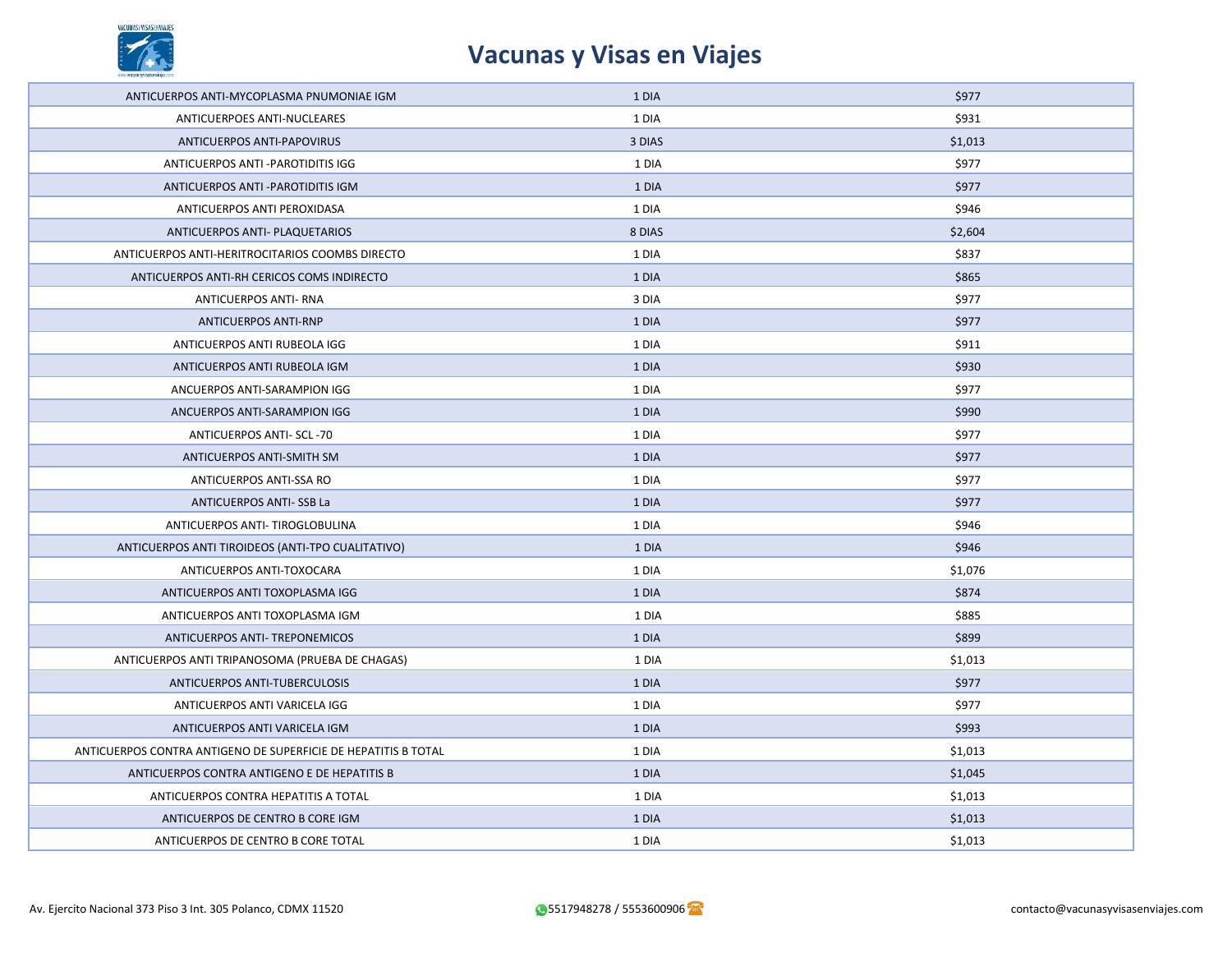# Vacunas y Visas en Viajes

| | | |
|---|---|---|
| ANTICUERPOS ANTI-MYCOPLASMA PNUMONIAE IGM | 1 DIA | $977 |
| ANTICUERPOES ANTI-NUCLEARES | 1 DIA | $931 |
| ANTICUERPOS ANTI-PAPOVIRUS | 3 DIAS | $1,013 |
| ANTICUERPOS ANTI -PAROTIDITIS IGG | 1 DIA | $977 |
| ANTICUERPOS ANTI -PAROTIDITIS IGM | 1 DIA | $977 |
| ANTICUERPOS ANTI PEROXIDASA | 1 DIA | $946 |
| ANTICUERPOS ANTI- PLAQUETARIOS | 8 DIAS | $2,604 |
| ANTICUERPOS ANTI-HERITROCITARIOS COOMBS DIRECTO | 1 DIA | $837 |
| ANTICUERPOS ANTI-RH CERICOS COMS INDIRECTO | 1 DIA | $865 |
| ANTICUERPOS ANTI- RNA | 3 DIA | $977 |
| ANTICUERPOS ANTI-RNP | 1 DIA | $977 |
| ANTICUERPOS ANTI RUBEOLA IGG | 1 DIA | $911 |
| ANTICUERPOS ANTI RUBEOLA IGM | 1 DIA | $930 |
| ANCUERPOS ANTI-SARAMPION IGG | 1 DIA | $977 |
| ANCUERPOS ANTI-SARAMPION IGG | 1 DIA | $990 |
| ANTICUERPOS ANTI- SCL -70 | 1 DIA | $977 |
| ANTICUERPOS ANTI-SMITH SM | 1 DIA | $977 |
| ANTICUERPOS ANTI-SSA RO | 1 DIA | $977 |
| ANTICUERPOS ANTI- SSB La | 1 DIA | $977 |
| ANTICUERPOS ANTI- TIROGLOBULINA | 1 DIA | $946 |
| ANTICUERPOS ANTI TIROIDEOS (ANTI-TPO CUALITATIVO) | 1 DIA | $946 |
| ANTICUERPOS ANTI-TOXOCARA | 1 DIA | $1,076 |
| ANTICUERPOS ANTI TOXOPLASMA IGG | 1 DIA | $874 |
| ANTICUERPOS ANTI TOXOPLASMA IGM | 1 DIA | $885 |
| ANTICUERPOS ANTI- TREPONEMICOS | 1 DIA | $899 |
| ANTICUERPOS ANTI TRIPANOSOMA (PRUEBA DE CHAGAS) | 1 DIA | $1,013 |
| ANTICUERPOS ANTI-TUBERCULOSIS | 1 DIA | $977 |
| ANTICUERPOS ANTI VARICELA IGG | 1 DIA | $977 |
| ANTICUERPOS ANTI VARICELA IGM | 1 DIA | $993 |
| ANTICUERPOS CONTRA ANTIGENO DE SUPERFICIE DE HEPATITIS B TOTAL | 1 DIA | $1,013 |
| ANTICUERPOS CONTRA ANTIGENO E DE HEPATITIS B | 1 DIA | $1,045 |
| ANTICUERPOS CONTRA HEPATITIS A TOTAL | 1 DIA | $1,013 |
| ANTICUERPOS DE CENTRO B CORE IGM | 1 DIA | $1,013 |
| ANTICUERPOS DE CENTRO B CORE TOTAL | 1 DIA | $1,013 |

Av. Ejercito Nacional 373 Piso 3 Int. 305 Polanco, CDMX 11520 5517948278 / 5553600906 contacto@vacunasyvisasenviajes.com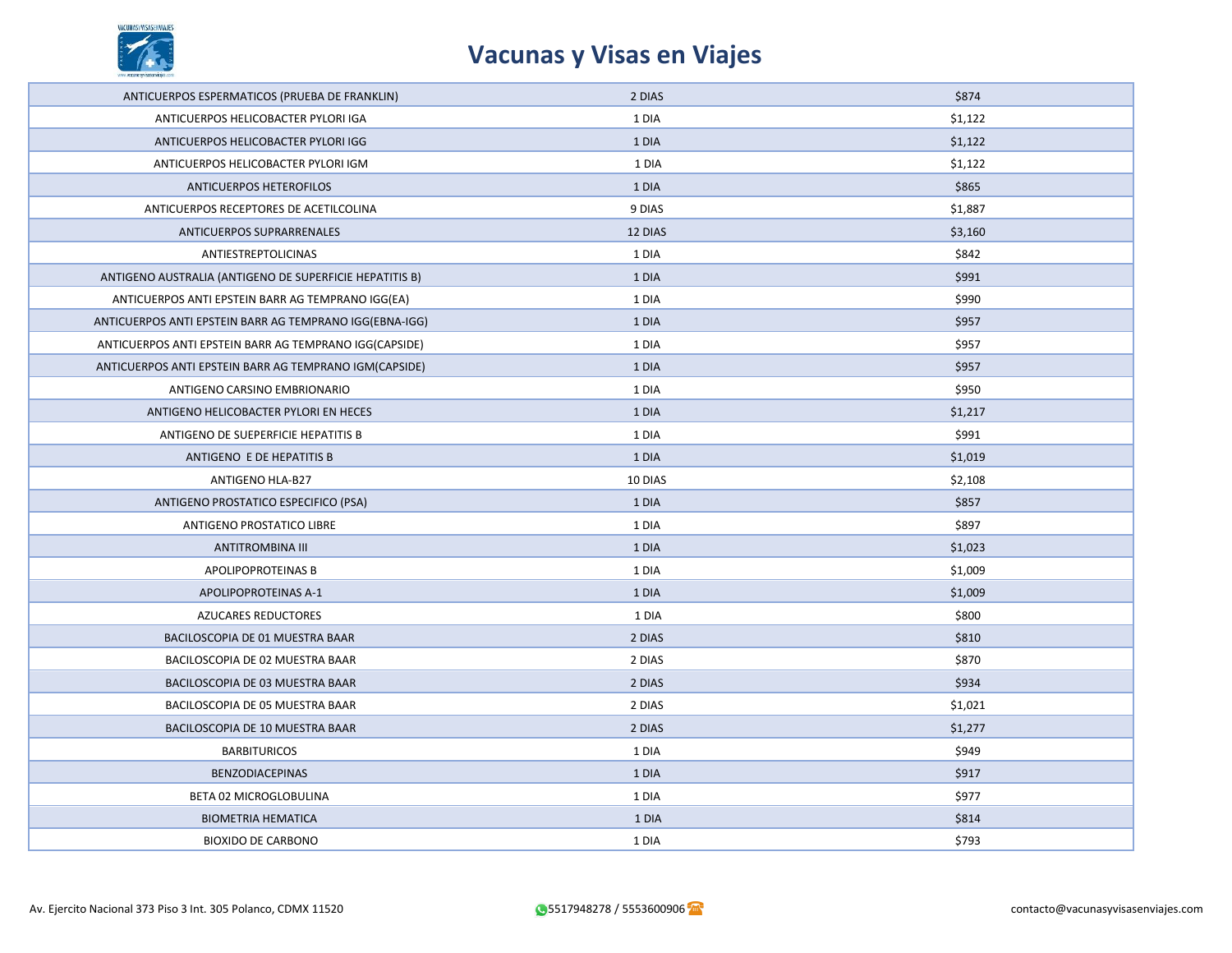# Vacunas y Visas en Viajes

| | | |
|---|---|---|
| ANTICUERPOS ESPERMATICOS (PRUEBA DE FRANKLIN) | 2 DIAS | $874 |
| ANTICUERPOS HELICOBACTER PYLORI IGA | 1 DIA | $1,122 |
| ANTICUERPOS HELICOBACTER PYLORI IGG | 1 DIA | $1,122 |
| ANTICUERPOS HELICOBACTER PYLORI IGM | 1 DIA | $1,122 |
| ANTICUERPOS HETEROFILOS | 1 DIA | $865 |
| ANTICUERPOS RECEPTORES DE ACETILCOLINA | 9 DIAS | $1,887 |
| ANTICUERPOS SUPRARRENALES | 12 DIAS | $3,160 |
| ANTIESTREPTOLICINAS | 1 DIA | $842 |
| ANTIGENO AUSTRALIA (ANTIGENO DE SUPERFICIE HEPATITIS B) | 1 DIA | $991 |
| ANTICUERPOS ANTI EPSTEIN BARR AG TEMPRANO IGG(EA) | 1 DIA | $990 |
| ANTICUERPOS ANTI EPSTEIN BARR AG TEMPRANO IGG(EBNA-IGG) | 1 DIA | $957 |
| ANTICUERPOS ANTI EPSTEIN BARR AG TEMPRANO IGG(CAPSIDE) | 1 DIA | $957 |
| ANTICUERPOS ANTI EPSTEIN BARR AG TEMPRANO IGM(CAPSIDE) | 1 DIA | $957 |
| ANTIGENO CARSINO EMBRIONARIO | 1 DIA | $950 |
| ANTIGENO HELICOBACTER PYLORI EN HECES | 1 DIA | $1,217 |
| ANTIGENO DE SUEPERFICIE HEPATITIS B | 1 DIA | $991 |
| ANTIGENO E DE HEPATITIS B | 1 DIA | $1,019 |
| ANTIGENO HLA-B27 | 10 DIAS | $2,108 |
| ANTIGENO PROSTATICO ESPECIFICO (PSA) | 1 DIA | $857 |
| ANTIGENO PROSTATICO LIBRE | 1 DIA | $897 |
| ANTITROMBINA III | 1 DIA | $1,023 |
| APOLIPOPROTEINAS B | 1 DIA | $1,009 |
| APOLIPOPROTEINAS A-1 | 1 DIA | $1,009 |
| AZUCARES REDUCTORES | 1 DIA | $800 |
| BACILOSCOPIA DE 01 MUESTRA BAAR | 2 DIAS | $810 |
| BACILOSCOPIA DE 02 MUESTRA BAAR | 2 DIAS | $870 |
| BACILOSCOPIA DE 03 MUESTRA BAAR | 2 DIAS | $934 |
| BACILOSCOPIA DE 05 MUESTRA BAAR | 2 DIAS | $1,021 |
| BACILOSCOPIA DE 10 MUESTRA BAAR | 2 DIAS | $1,277 |
| BARBITURICOS | 1 DIA | $949 |
| BENZODIACEPINAS | 1 DIA | $917 |
| BETA 02 MICROGLOBULINA | 1 DIA | $977 |
| BIOMETRIA HEMATICA | 1 DIA | $814 |
| BIOXIDO DE CARBONO | 1 DIA | $793 |

Av. Ejercito Nacional 373 Piso 3 Int. 305 Polanco, CDMX 11520 5517948278 / 5553600906 contacto@vacunasyvisasenviajes.com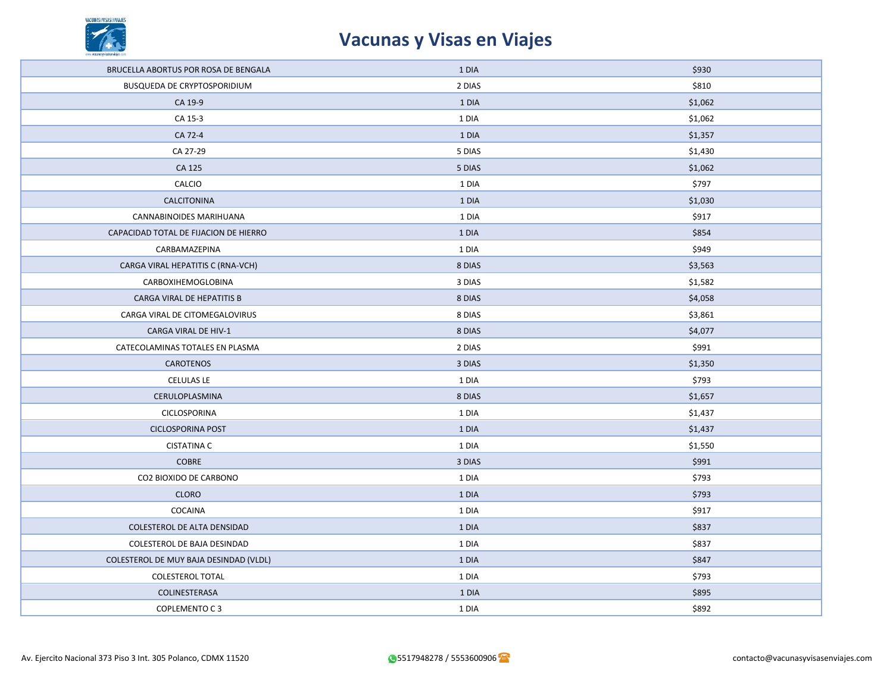| | | |
|---|---|---|
| BRUCELLA ABORTUS POR ROSA DE BENGALA | 1 DIA | $930 |
| BUSQUEDA DE CRYPTOSPORIDIUM | 2 DIAS | $810 |
| CA 19-9 | 1 DIA | $1,062 |
| CA 15-3 | 1 DIA | $1,062 |
| CA 72-4 | 1 DIA | $1,357 |
| CA 27-29 | 5 DIAS | $1,430 |
| CA 125 | 5 DIAS | $1,062 |
| CALCIO | 1 DIA | $797 |
| CALCITONINA | 1 DIA | $1,030 |
| CANNABINOIDES MARIHUANA | 1 DIA | $917 |
| CAPACIDAD TOTAL DE FIJACION DE HIERRO | 1 DIA | $854 |
| CARBAMAZEPINA | 1 DIA | $949 |
| CARGA VIRAL HEPATITIS C (RNA-VCH) | 8 DIAS | $3,563 |
| CARBOXIHEMOGLOBINA | 3 DIAS | $1,582 |
| CARGA VIRAL DE HEPATITIS B | 8 DIAS | $4,058 |
| CARGA VIRAL DE CITOMEGALOVIRUS | 8 DIAS | $3,861 |
| CARGA VIRAL DE HIV-1 | 8 DIAS | $4,077 |
| CATECOLAMINAS TOTALES EN PLASMA | 2 DIAS | $991 |
| CAROTENOS | 3 DIAS | $1,350 |
| CELULAS LE | 1 DIA | $793 |
| CERULOPLASMINA | 8 DIAS | $1,657 |
| CICLOSPORINA | 1 DIA | $1,437 |
| CICLOSPORINA POST | 1 DIA | $1,437 |
| CISTATINA C | 1 DIA | $1,550 |
| COBRE | 3 DIAS | $991 |
| CO2 BIOXIDO DE CARBONO | 1 DIA | $793 |
| CLORO | 1 DIA | $793 |
| COCAINA | 1 DIA | $917 |
| COLESTEROL DE ALTA DENSIDAD | 1 DIA | $837 |
| COLESTEROL DE BAJA DESINDAD | 1 DIA | $837 |
| COLESTEROL DE MUY BAJA DESINDAD (VLDL) | 1 DIA | $847 |
| COLESTEROL TOTAL | 1 DIA | $793 |
| COLINESTERASA | 1 DIA | $895 |
| COPLEMENTO C 3 | 1 DIA | $892 |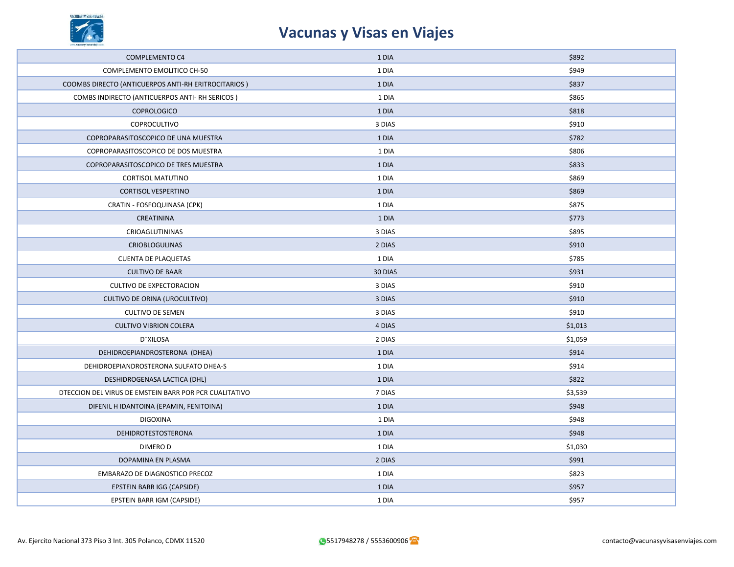# Vacunas y Visas en Viajes

| | | |
|---|---|---|
| COMPLEMENTO C4 | 1 DIA | $892 |
| COMPLEMENTO EMOLITICO CH-50 | 1 DIA | $949 |
| COOMBS DIRECTO (ANTICUERPOS ANTI-RH ERITROCITARIOS ) | 1 DIA | $837 |
| COMBS INDIRECTO (ANTICUERPOS ANTI- RH SERICOS ) | 1 DIA | $865 |
| COPROLOGICO | 1 DIA | $818 |
| COPROCULTIVO | 3 DIAS | $910 |
| COPROPARASITOSCOPICO DE UNA MUESTRA | 1 DIA | $782 |
| COPROPARASITOSCOPICO DE DOS MUESTRA | 1 DIA | $806 |
| COPROPARASITOSCOPICO DE TRES MUESTRA | 1 DIA | $833 |
| CORTISOL MATUTINO | 1 DIA | $869 |
| CORTISOL VESPERTINO | 1 DIA | $869 |
| CRATIN - FOSFOQUINASA (CPK) | 1 DIA | $875 |
| CREATININA | 1 DIA | $773 |
| CRIOAGLUTININAS | 3 DIAS | $895 |
| CRIOBLOGULINAS | 2 DIAS | $910 |
| CUENTA DE PLAQUETAS | 1 DIA | $785 |
| CULTIVO DE BAAR | 30 DIAS | $931 |
| CULTIVO DE EXPECTORACION | 3 DIAS | $910 |
| CULTIVO DE ORINA (UROCULTIVO) | 3 DIAS | $910 |
| CULTIVO DE SEMEN | 3 DIAS | $910 |
| CULTIVO VIBRION COLERA | 4 DIAS | $1,013 |
| D¨XILOSA | 2 DIAS | $1,059 |
| DEHIDROEPIANDROSTERONA (DHEA) | 1 DIA | $914 |
| DEHIDROEPIANDROSTERONA SULFATO DHEA-S | 1 DIA | $914 |
| DESHIDROGENASA LACTICA (DHL) | 1 DIA | $822 |
| DTECCION DEL VIRUS DE EMSTEIN BARR POR PCR CUALITATIVO | 7 DIAS | $3,539 |
| DIFENIL H IDANTOINA (EPAMIN, FENITOINA) | 1 DIA | $948 |
| DIGOXINA | 1 DIA | $948 |
| DEHIDROTESTOSTERONA | 1 DIA | $948 |
| DIMERO D | 1 DIA | $1,030 |
| DOPAMINA EN PLASMA | 2 DIAS | $991 |
| EMBARAZO DE DIAGNOSTICO PRECOZ | 1 DIA | $823 |
| EPSTEIN BARR IGG (CAPSIDE) | 1 DIA | $957 |
| EPSTEIN BARR IGM (CAPSIDE) | 1 DIA | $957 |

Av. Ejercito Nacional 373 Piso 3 Int. 305 Polanco, CDMX 11520 5517948278 / 5553600906 contacto@vacunasyvisasenviajes.com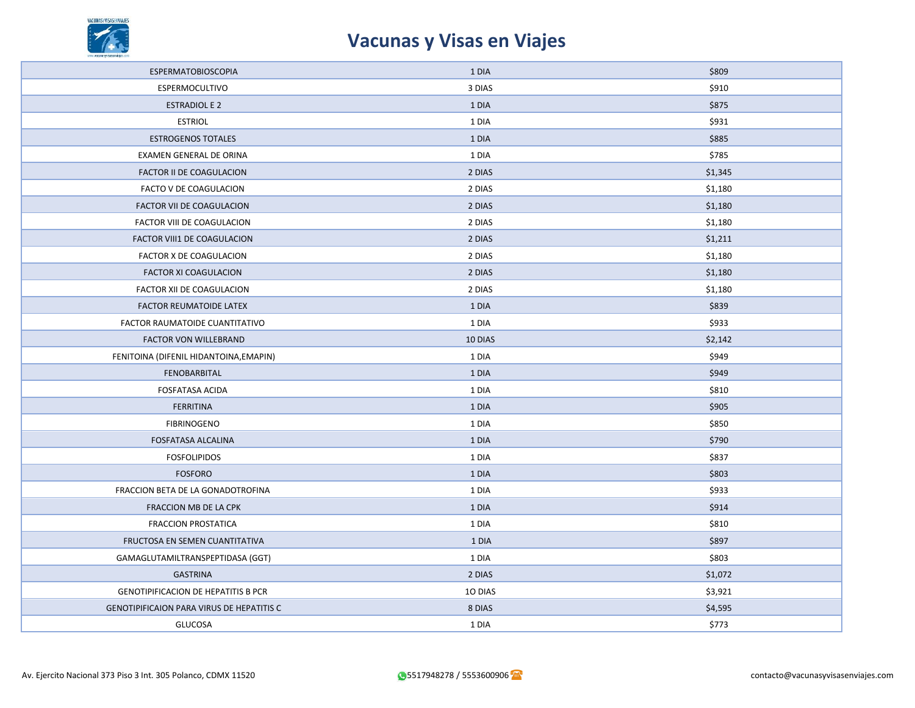| | | |
|---|---|---|
| ESPERMATOBIOSCOPIA | 1 DIA | $809 |
| ESPERMOCULTIVO | 3 DIAS | $910 |
| ESTRADIOL E 2 | 1 DIA | $875 |
| ESTRIOL | 1 DIA | $931 |
| ESTROGENOS TOTALES | 1 DIA | $885 |
| EXAMEN GENERAL DE ORINA | 1 DIA | $785 |
| FACTOR II DE COAGULACION | 2 DIAS | $1,345 |
| FACTO V DE COAGULACION | 2 DIAS | $1,180 |
| FACTOR VII DE COAGULACION | 2 DIAS | $1,180 |
| FACTOR VIII DE COAGULACION | 2 DIAS | $1,180 |
| FACTOR VIII1 DE COAGULACION | 2 DIAS | $1,211 |
| FACTOR X DE COAGULACION | 2 DIAS | $1,180 |
| FACTOR XI COAGULACION | 2 DIAS | $1,180 |
| FACTOR XII DE COAGULACION | 2 DIAS | $1,180 |
| FACTOR REUMATOIDE LATEX | 1 DIA | $839 |
| FACTOR RAUMATOIDE CUANTITATIVO | 1 DIA | $933 |
| FACTOR VON WILLEBRAND | 10 DIAS | $2,142 |
| FENITOINA (DIFENIL HIDANTOINA,EMAPIN) | 1 DIA | $949 |
| FENOBARBITAL | 1 DIA | $949 |
| FOSFATASA ACIDA | 1 DIA | $810 |
| FERRITINA | 1 DIA | $905 |
| FIBRINOGENO | 1 DIA | $850 |
| FOSFATASA ALCALINA | 1 DIA | $790 |
| FOSFOLIPIDOS | 1 DIA | $837 |
| FOSFORO | 1 DIA | $803 |
| FRACCION BETA DE LA GONADOTROFINA | 1 DIA | $933 |
| FRACCION MB DE LA CPK | 1 DIA | $914 |
| FRACCION PROSTATICA | 1 DIA | $810 |
| FRUCTOSA EN SEMEN CUANTITATIVA | 1 DIA | $897 |
| GAMAGLUTAMILTRANSPEPTIDASA (GGT) | 1 DIA | $803 |
| GASTRINA | 2 DIAS | $1,072 |
| GENOTIPIFICACION DE HEPATITIS B PCR | 1O DIAS | $3,921 |
| GENOTIPIFICAION PARA VIRUS DE HEPATITIS C | 8 DIAS | $4,595 |
| GLUCOSA | 1 DIA | $773 |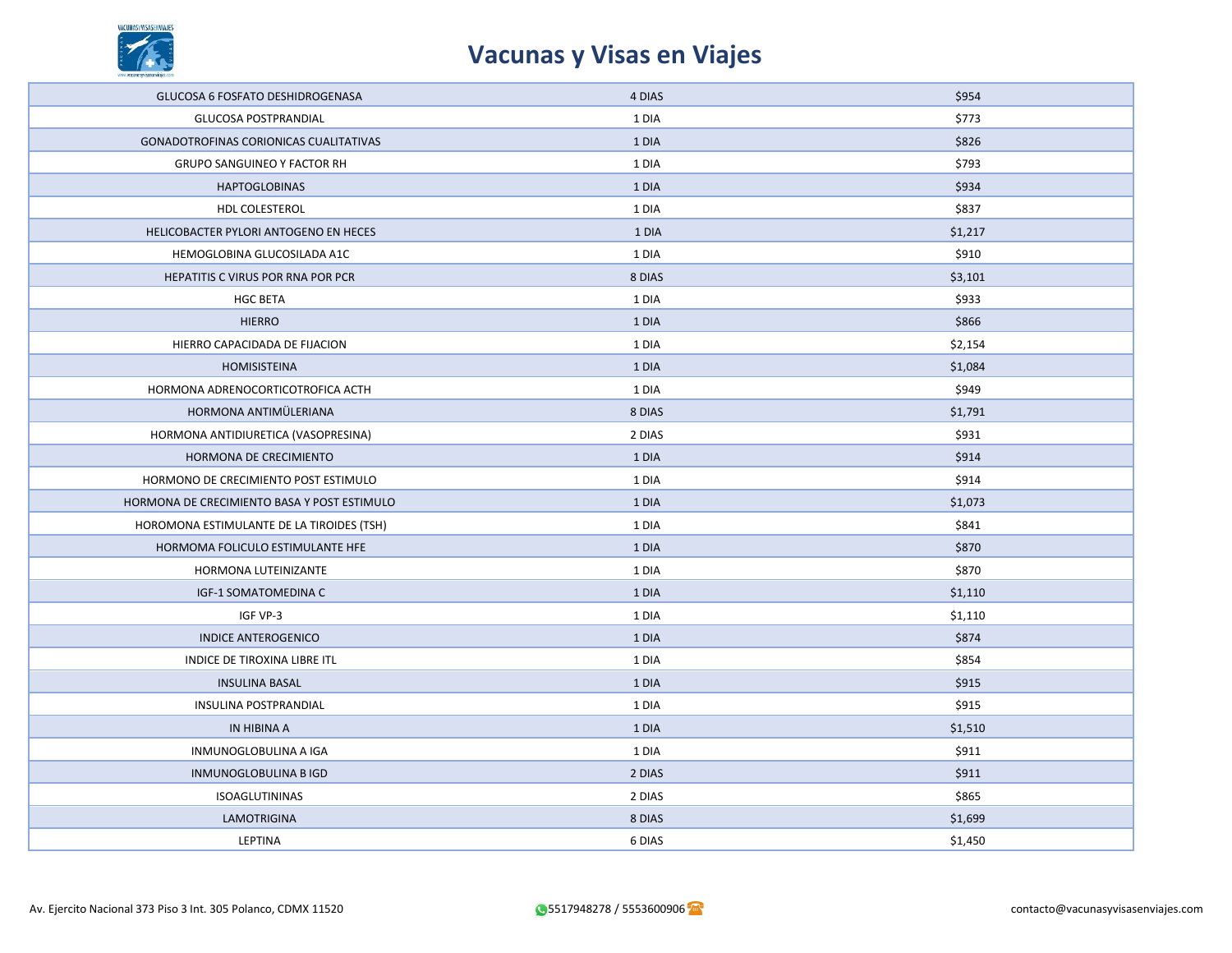# Vacunas y Visas en Viajes

| | | |
|---|---|---|
| GLUCOSA 6 FOSFATO DESHIDROGENASA | 4 DIAS | $954 |
| GLUCOSA POSTPRANDIAL | 1 DIA | $773 |
| GONADOTROFINAS CORIONICAS CUALITATIVAS | 1 DIA | $826 |
| GRUPO SANGUINEO Y FACTOR RH | 1 DIA | $793 |
| HAPTOGLOBINAS | 1 DIA | $934 |
| HDL COLESTEROL | 1 DIA | $837 |
| HELICOBACTER PYLORI ANTOGENO EN HECES | 1 DIA | $1,217 |
| HEMOGLOBINA GLUCOSILADA A1C | 1 DIA | $910 |
| HEPATITIS C VIRUS POR RNA POR PCR | 8 DIAS | $3,101 |
| HGC BETA | 1 DIA | $933 |
| HIERRO | 1 DIA | $866 |
| HIERRO CAPACIDADA DE FIJACION | 1 DIA | $2,154 |
| HOMISISTEINA | 1 DIA | $1,084 |
| HORMONA ADRENOCORTICOTROFICA ACTH | 1 DIA | $949 |
| HORMONA ANTIMÜLERIANA | 8 DIAS | $1,791 |
| HORMONA ANTIDIURETICA (VASOPRESINA) | 2 DIAS | $931 |
| HORMONA DE CRECIMIENTO | 1 DIA | $914 |
| HORMONO DE CRECIMIENTO POST ESTIMULO | 1 DIA | $914 |
| HORMONA DE CRECIMIENTO BASA Y POST ESTIMULO | 1 DIA | $1,073 |
| HOROMONA ESTIMULANTE DE LA TIROIDES (TSH) | 1 DIA | $841 |
| HORMOMA FOLICULO ESTIMULANTE HFE | 1 DIA | $870 |
| HORMONA LUTEINIZANTE | 1 DIA | $870 |
| IGF-1 SOMATOMEDINA C | 1 DIA | $1,110 |
| IGF VP-3 | 1 DIA | $1,110 |
| INDICE ANTEROGENICO | 1 DIA | $874 |
| INDICE DE TIROXINA LIBRE ITL | 1 DIA | $854 |
| INSULINA BASAL | 1 DIA | $915 |
| INSULINA POSTPRANDIAL | 1 DIA | $915 |
| IN HIBINA A | 1 DIA | $1,510 |
| INMUNOGLOBULINA A IGA | 1 DIA | $911 |
| INMUNOGLOBULINA B IGD | 2 DIAS | $911 |
| ISOAGLUTININAS | 2 DIAS | $865 |
| LAMOTRIGINA | 8 DIAS | $1,699 |
| LEPTINA | 6 DIAS | $1,450 |

Av. Ejercito Nacional 373 Piso 3 Int. 305 Polanco, CDMX 11520 5517948278 / 5553600906 contacto@vacunasyvisasenviajes.com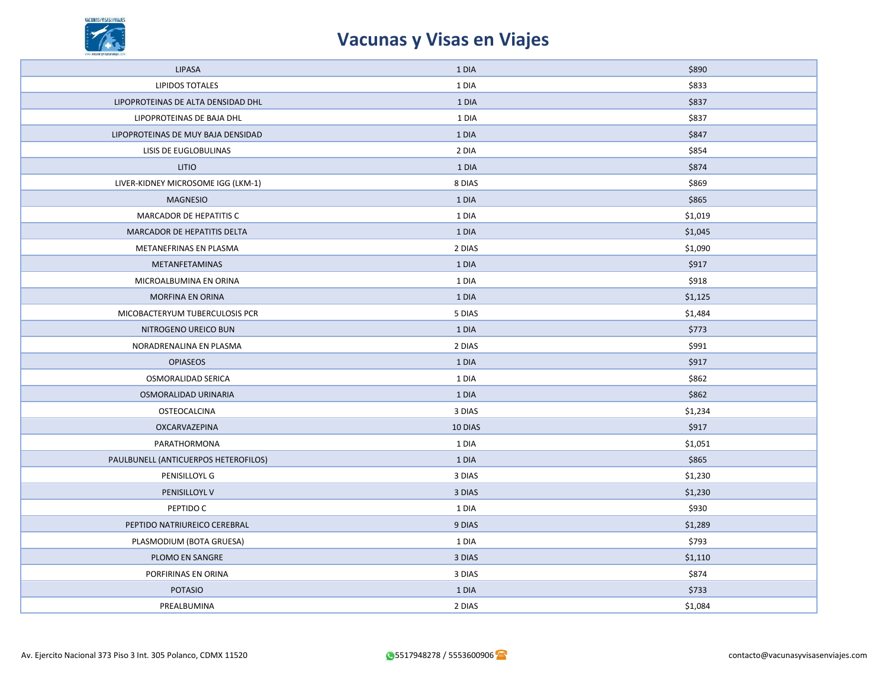# Vacunas y Visas en Viajes

| | | |
|---|---|---|
| LIPASA | 1 DIA | $890 |
| LIPIDOS TOTALES | 1 DIA | $833 |
| LIPOPROTEINAS DE ALTA DENSIDAD DHL | 1 DIA | $837 |
| LIPOPROTEINAS DE BAJA DHL | 1 DIA | $837 |
| LIPOPROTEINAS DE MUY BAJA DENSIDAD | 1 DIA | $847 |
| LISIS DE EUGLOBULINAS | 2 DIA | $854 |
| LITIO | 1 DIA | $874 |
| LIVER-KIDNEY MICROSOME IGG (LKM-1) | 8 DIAS | $869 |
| MAGNESIO | 1 DIA | $865 |
| MARCADOR DE HEPATITIS C | 1 DIA | $1,019 |
| MARCADOR DE HEPATITIS DELTA | 1 DIA | $1,045 |
| METANEFRINAS EN PLASMA | 2 DIAS | $1,090 |
| METANFETAMINAS | 1 DIA | $917 |
| MICROALBUMINA EN ORINA | 1 DIA | $918 |
| MORFINA EN ORINA | 1 DIA | $1,125 |
| MICOBACTERYUM TUBERCULOSIS PCR | 5 DIAS | $1,484 |
| NITROGENO UREICO BUN | 1 DIA | $773 |
| NORADRENALINA EN PLASMA | 2 DIAS | $991 |
| OPIASEOS | 1 DIA | $917 |
| OSMORALIDAD SERICA | 1 DIA | $862 |
| OSMORALIDAD URINARIA | 1 DIA | $862 |
| OSTEOCALCINA | 3 DIAS | $1,234 |
| OXCARVAZEPINA | 10 DIAS | $917 |
| PARATHORMONA | 1 DIA | $1,051 |
| PAULBUNELL (ANTICUERPOS HETEROFILOS) | 1 DIA | $865 |
| PENISILLOYL G | 3 DIAS | $1,230 |
| PENISILLOYL V | 3 DIAS | $1,230 |
| PEPTIDO C | 1 DIA | $930 |
| PEPTIDO NATRIUREICO CEREBRAL | 9 DIAS | $1,289 |
| PLASMODIUM (BOTA GRUESA) | 1 DIA | $793 |
| PLOMO EN SANGRE | 3 DIAS | $1,110 |
| PORFIRINAS EN ORINA | 3 DIAS | $874 |
| POTASIO | 1 DIA | $733 |
| PREALBUMINA | 2 DIAS | $1,084 |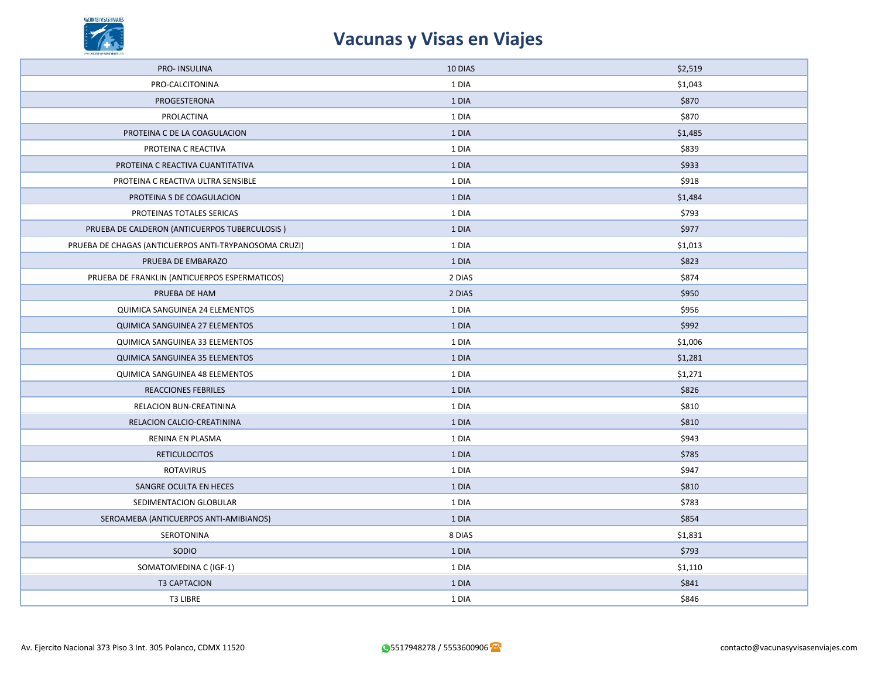| | | |
|---|---|---|
| PRO- INSULINA | 10 DIAS | $2,519 |
| PRO-CALCITONINA | 1 DIA | $1,043 |
| PROGESTERONA | 1 DIA | $870 |
| PROLACTINA | 1 DIA | $870 |
| PROTEINA C DE LA COAGULACION | 1 DIA | $1,485 |
| PROTEINA C REACTIVA | 1 DIA | $839 |
| PROTEINA C REACTIVA CUANTITATIVA | 1 DIA | $933 |
| PROTEINA C REACTIVA ULTRA SENSIBLE | 1 DIA | $918 |
| PROTEINA S DE COAGULACION | 1 DIA | $1,484 |
| PROTEINAS TOTALES SERICAS | 1 DIA | $793 |
| PRUEBA DE CALDERON (ANTICUERPOS TUBERCULOSIS ) | 1 DIA | $977 |
| PRUEBA DE CHAGAS (ANTICUERPOS ANTI-TRYPANOSOMA CRUZI) | 1 DIA | $1,013 |
| PRUEBA DE EMBARAZO | 1 DIA | $823 |
| PRUEBA DE FRANKLIN (ANTICUERPOS ESPERMATICOS) | 2 DIAS | $874 |
| PRUEBA DE HAM | 2 DIAS | $950 |
| QUIMICA SANGUINEA 24 ELEMENTOS | 1 DIA | $956 |
| QUIMICA SANGUINEA 27 ELEMENTOS | 1 DIA | $992 |
| QUIMICA SANGUINEA 33 ELEMENTOS | 1 DIA | $1,006 |
| QUIMICA SANGUINEA 35 ELEMENTOS | 1 DIA | $1,281 |
| QUIMICA SANGUINEA 48 ELEMENTOS | 1 DIA | $1,271 |
| REACCIONES FEBRILES | 1 DIA | $826 |
| RELACION BUN-CREATININA | 1 DIA | $810 |
| RELACION CALCIO-CREATININA | 1 DIA | $810 |
| RENINA EN PLASMA | 1 DIA | $943 |
| RETICULOCITOS | 1 DIA | $785 |
| ROTAVIRUS | 1 DIA | $947 |
| SANGRE OCULTA EN HECES | 1 DIA | $810 |
| SEDIMENTACION GLOBULAR | 1 DIA | $783 |
| SEROAMEBA (ANTICUERPOS ANTI-AMIBIANOS) | 1 DIA | $854 |
| SEROTONINA | 8 DIAS | $1,831 |
| SODIO | 1 DIA | $793 |
| SOMATOMEDINA C (IGF-1) | 1 DIA | $1,110 |
| T3 CAPTACION | 1 DIA | $841 |
| T3 LIBRE | 1 DIA | $846 |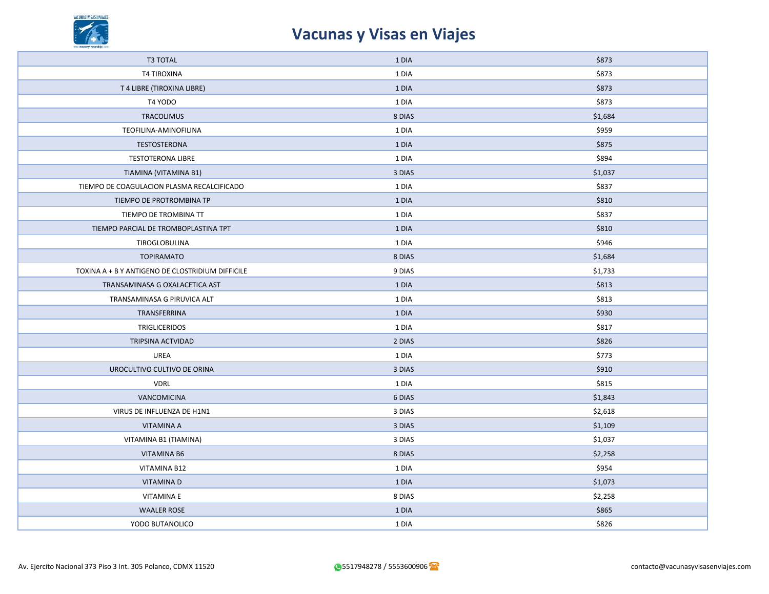# Vacunas y Visas en Viajes

| | | |
|---|---|---|
| T3 TOTAL | 1 DIA | $873 |
| T4 TIROXINA | 1 DIA | $873 |
| T 4 LIBRE (TIROXINA LIBRE) | 1 DIA | $873 |
| T4 YODO | 1 DIA | $873 |
| TRACOLIMUS | 8 DIAS | $1,684 |
| TEOFILINA-AMINOFILINA | 1 DIA | $959 |
| TESTOSTERONA | 1 DIA | $875 |
| TESTOTERONA LIBRE | 1 DIA | $894 |
| TIAMINA (VITAMINA B1) | 3 DIAS | $1,037 |
| TIEMPO DE COAGULACION PLASMA RECALCIFICADO | 1 DIA | $837 |
| TIEMPO DE PROTROMBINA TP | 1 DIA | $810 |
| TIEMPO DE TROMBINA TT | 1 DIA | $837 |
| TIEMPO PARCIAL DE TROMBOPLASTINA TPT | 1 DIA | $810 |
| TIROGLOBULINA | 1 DIA | $946 |
| TOPIRAMATO | 8 DIAS | $1,684 |
| TOXINA A + B Y ANTIGENO DE CLOSTRIDIUM DIFFICILE | 9 DIAS | $1,733 |
| TRANSAMINASA G OXALACETICA AST | 1 DIA | $813 |
| TRANSAMINASA G PIRUVICA ALT | 1 DIA | $813 |
| TRANSFERRINA | 1 DIA | $930 |
| TRIGLICERIDOS | 1 DIA | $817 |
| TRIPSINA ACTVIDAD | 2 DIAS | $826 |
| UREA | 1 DIA | $773 |
| UROCULTIVO CULTIVO DE ORINA | 3 DIAS | $910 |
| VDRL | 1 DIA | $815 |
| VANCOMICINA | 6 DIAS | $1,843 |
| VIRUS DE INFLUENZA DE H1N1 | 3 DIAS | $2,618 |
| VITAMINA A | 3 DIAS | $1,109 |
| VITAMINA B1 (TIAMINA) | 3 DIAS | $1,037 |
| VITAMINA B6 | 8 DIAS | $2,258 |
| VITAMINA B12 | 1 DIA | $954 |
| VITAMINA D | 1 DIA | $1,073 |
| VITAMINA E | 8 DIAS | $2,258 |
| WAALER ROSE | 1 DIA | $865 |
| YODO BUTANOLICO | 1 DIA | $826 |

Av. Ejercito Nacional 373 Piso 3 Int. 305 Polanco, CDMX 11520    5517948278 / 5553600906    contacto@vacunasyvisasenviajes.com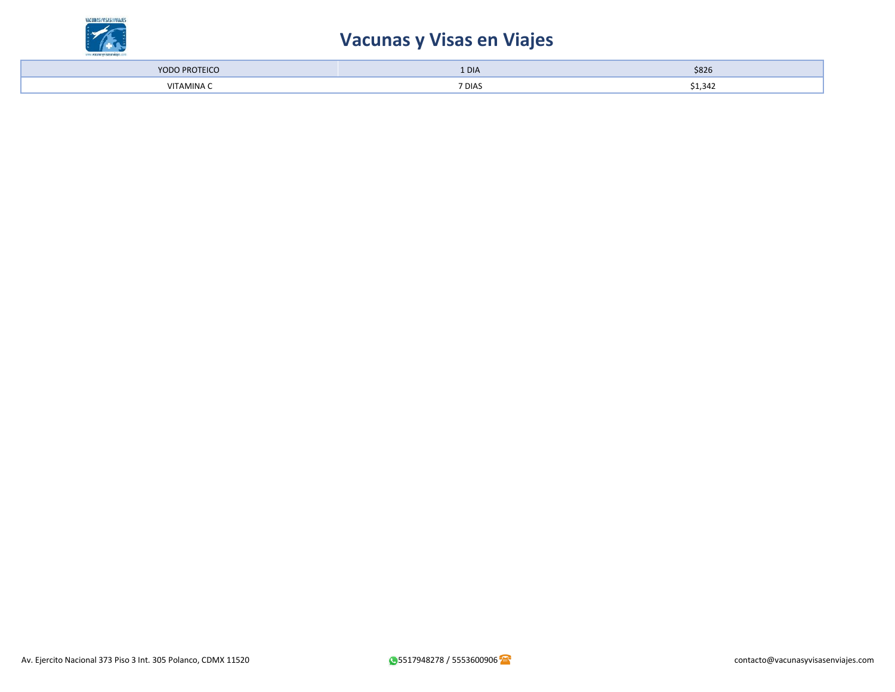| | | |
|---|---|---|
| YODO PROTEICO | 1 DIA | $826 |
| VITAMINA C | 7 DIAS | $1,342 |